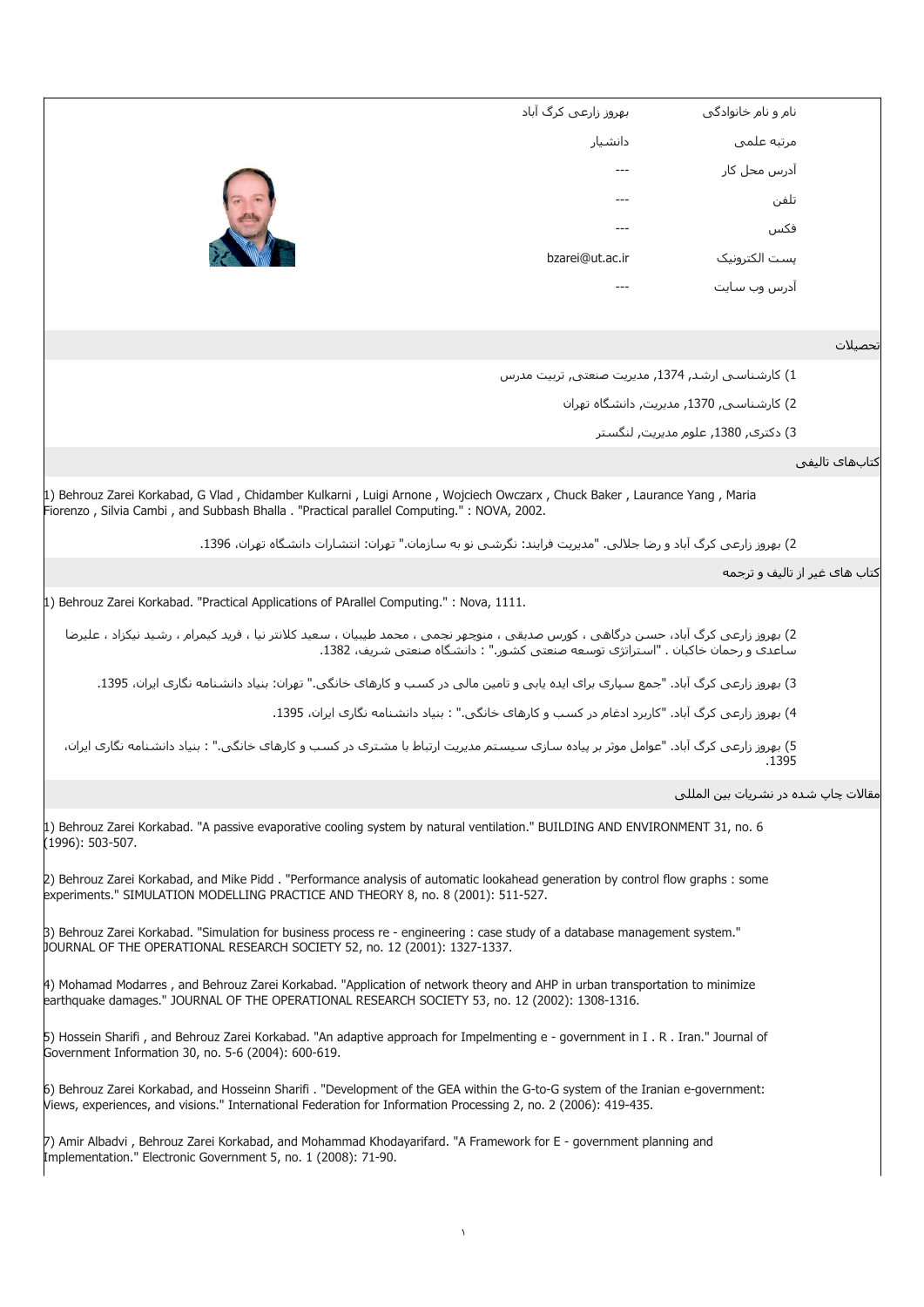| | |
|---|---|
| نام و نام خانوادگی | بهروز زارعی کرگ آباد |
| مرتبه علمی | دانشیار |
| آدرس محل کار | --- |
| تلفن | --- |
| فکس | --- |
| پست الکترونیک | bzarei@ut.ac.ir |
| آدرس وب سایت | --- |

## تحصیلات

1) کارشناسی ارشد, 1374, مدیریت صنعتی, تربیت مدرس

2) کارشناسی, 1370, مدیریت, دانشگاه تهران

3) دکتری, 1380, علوم مدیریت, لنگستر

## کتاب‌های تالیفی

1) Behrouz Zarei Korkabad, G Vlad , Chidamber Kulkarni , Luigi Arnone , Wojciech Owczarx , Chuck Baker , Laurance Yang , Maria Fiorenzo , Silvia Cambi , and Subbash Bhalla . "Practical parallel Computing." : NOVA, 2002.

2) بهروز زارعی کرگ آباد و رضا جلالی. "مدیریت فرایند: نگرشی نو به سازمان." تهران: انتشارات دانشگاه تهران، 1396.

## کتاب های غیر از تالیف و ترجمه

1) Behrouz Zarei Korkabad. "Practical Applications of PArallel Computing." : Nova, 1111.

2) بهروز زارعی کرگ آباد، حسن درگاهی ، کورس صدیقی ، منوچهر نجمی ، محمد طیبیان ، سعید کلانتر نیا ، فرید کیمرام ، رشید نیکزاد ، علیرضا ساعدی و رحمان خاکیان . "استراتژی توسعه صنعتی کشور." : دانشگاه صنعتی شریف، 1382.

3) بهروز زارعی کرگ آباد. "جمع سپاری برای ایده یابی و تامین مالی در کسب و کارهای خانگی." تهران: بنیاد دانشنامه نگاری ایران، 1395.

4) بهروز زارعی کرگ آباد. "کاربرد ادغام در کسب و کارهای خانگی." : بنیاد دانشنامه نگاری ایران، 1395.

5) بهروز زارعی کرگ آباد. "عوامل موثر بر پیاده سازی سیستم مدیریت ارتباط با مشتری در کسب و کارهای خانگی." : بنیاد دانشنامه نگاری ایران، 1395.

## مقالات چاپ شده در نشریات بین المللی

1) Behrouz Zarei Korkabad. "A passive evaporative cooling system by natural ventilation." BUILDING AND ENVIRONMENT 31, no. 6 (1996): 503-507.

2) Behrouz Zarei Korkabad, and Mike Pidd . "Performance analysis of automatic lookahead generation by control flow graphs : some experiments." SIMULATION MODELLING PRACTICE AND THEORY 8, no. 8 (2001): 511-527.

3) Behrouz Zarei Korkabad. "Simulation for business process re - engineering : case study of a database management system." JOURNAL OF THE OPERATIONAL RESEARCH SOCIETY 52, no. 12 (2001): 1327-1337.

4) Mohamad Modarres , and Behrouz Zarei Korkabad. "Application of network theory and AHP in urban transportation to minimize earthquake damages." JOURNAL OF THE OPERATIONAL RESEARCH SOCIETY 53, no. 12 (2002): 1308-1316.

5) Hossein Sharifi , and Behrouz Zarei Korkabad. "An adaptive approach for Impelmenting e - government in I . R . Iran." Journal of Government Information 30, no. 5-6 (2004): 600-619.

6) Behrouz Zarei Korkabad, and Hosseinn Sharifi . "Development of the GEA within the G-to-G system of the Iranian e-government: Views, experiences, and visions." International Federation for Information Processing 2, no. 2 (2006): 419-435.

7) Amir Albadvi , Behrouz Zarei Korkabad, and Mohammad Khodayarifard. "A Framework for E - government planning and Implementation." Electronic Government 5, no. 1 (2008): 71-90.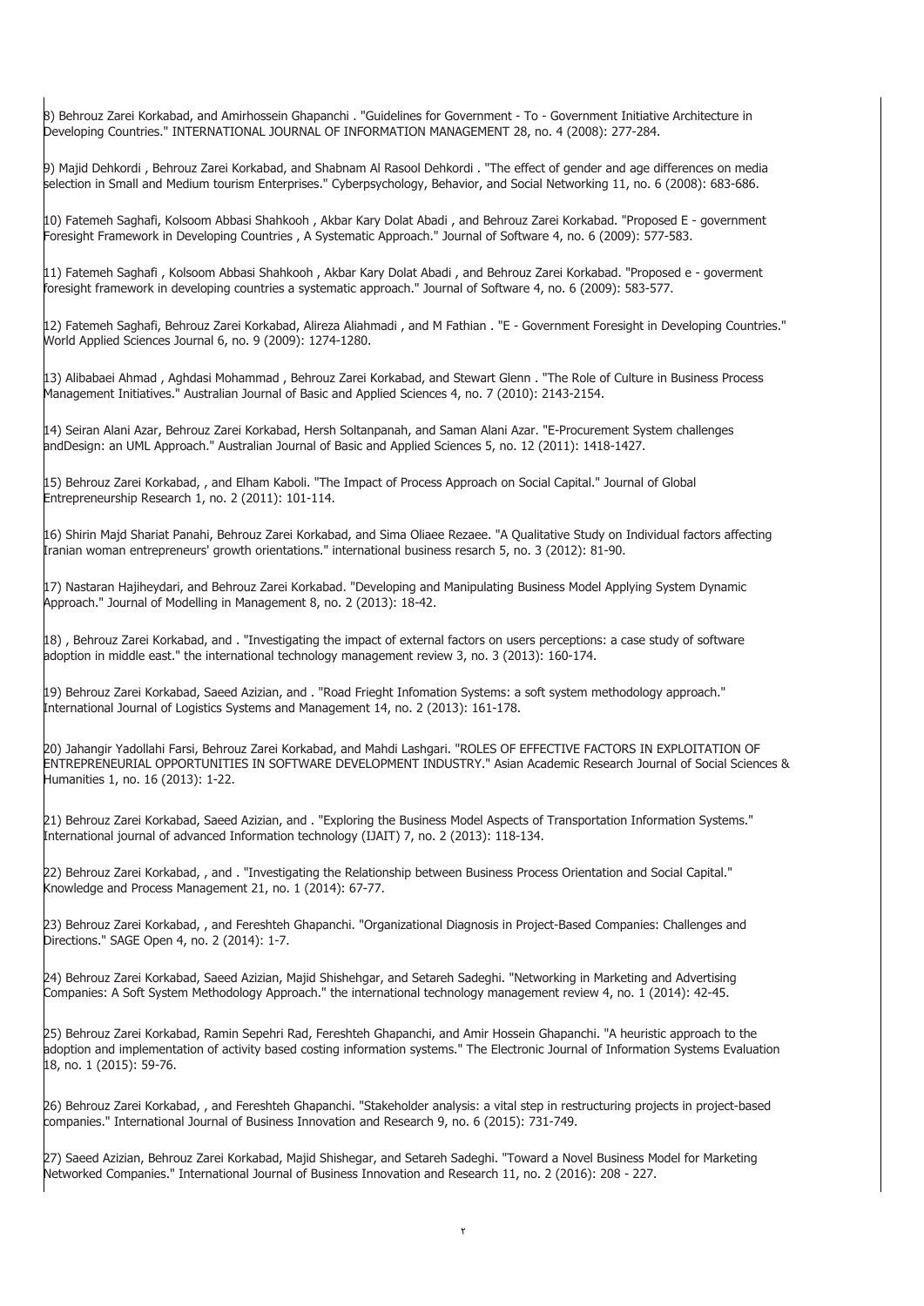8) Behrouz Zarei Korkabad, and Amirhossein Ghapanchi . "Guidelines for Government - To - Government Initiative Architecture in Developing Countries." INTERNATIONAL JOURNAL OF INFORMATION MANAGEMENT 28, no. 4 (2008): 277-284.

9) Majid Dehkordi , Behrouz Zarei Korkabad, and Shabnam Al Rasool Dehkordi . "The effect of gender and age differences on media selection in Small and Medium tourism Enterprises." Cyberpsychology, Behavior, and Social Networking 11, no. 6 (2008): 683-686.

10) Fatemeh Saghafi, Kolsoom Abbasi Shahkooh , Akbar Kary Dolat Abadi , and Behrouz Zarei Korkabad. "Proposed E - government Foresight Framework in Developing Countries , A Systematic Approach." Journal of Software 4, no. 6 (2009): 577-583.

11) Fatemeh Saghafi , Kolsoom Abbasi Shahkooh , Akbar Kary Dolat Abadi , and Behrouz Zarei Korkabad. "Proposed e - goverment foresight framework in developing countries a systematic approach." Journal of Software 4, no. 6 (2009): 583-577.

12) Fatemeh Saghafi, Behrouz Zarei Korkabad, Alireza Aliahmadi , and M Fathian . "E - Government Foresight in Developing Countries." World Applied Sciences Journal 6, no. 9 (2009): 1274-1280.

13) Alibabaei Ahmad , Aghdasi Mohammad , Behrouz Zarei Korkabad, and Stewart Glenn . "The Role of Culture in Business Process Management Initiatives." Australian Journal of Basic and Applied Sciences 4, no. 7 (2010): 2143-2154.

14) Seiran Alani Azar, Behrouz Zarei Korkabad, Hersh Soltanpanah, and Saman Alani Azar. "E-Procurement System challenges andDesign: an UML Approach." Australian Journal of Basic and Applied Sciences 5, no. 12 (2011): 1418-1427.

15) Behrouz Zarei Korkabad, , and Elham Kaboli. "The Impact of Process Approach on Social Capital." Journal of Global Entrepreneurship Research 1, no. 2 (2011): 101-114.

16) Shirin Majd Shariat Panahi, Behrouz Zarei Korkabad, and Sima Oliaee Rezaee. "A Qualitative Study on Individual factors affecting Iranian woman entrepreneurs' growth orientations." international business resarch 5, no. 3 (2012): 81-90.

17) Nastaran Hajiheydari, and Behrouz Zarei Korkabad. "Developing and Manipulating Business Model Applying System Dynamic Approach." Journal of Modelling in Management 8, no. 2 (2013): 18-42.

18) , Behrouz Zarei Korkabad, and . "Investigating the impact of external factors on users perceptions: a case study of software adoption in middle east." the international technology management review 3, no. 3 (2013): 160-174.

19) Behrouz Zarei Korkabad, Saeed Azizian, and . "Road Frieght Infomation Systems: a soft system methodology approach." International Journal of Logistics Systems and Management 14, no. 2 (2013): 161-178.

20) Jahangir Yadollahi Farsi, Behrouz Zarei Korkabad, and Mahdi Lashgari. "ROLES OF EFFECTIVE FACTORS IN EXPLOITATION OF ENTREPRENEURIAL OPPORTUNITIES IN SOFTWARE DEVELOPMENT INDUSTRY." Asian Academic Research Journal of Social Sciences & Humanities 1, no. 16 (2013): 1-22.

21) Behrouz Zarei Korkabad, Saeed Azizian, and . "Exploring the Business Model Aspects of Transportation Information Systems." International journal of advanced Information technology (IJAIT) 7, no. 2 (2013): 118-134.

22) Behrouz Zarei Korkabad, , and . "Investigating the Relationship between Business Process Orientation and Social Capital." Knowledge and Process Management 21, no. 1 (2014): 67-77.

23) Behrouz Zarei Korkabad, , and Fereshteh Ghapanchi. "Organizational Diagnosis in Project-Based Companies: Challenges and Directions." SAGE Open 4, no. 2 (2014): 1-7.

24) Behrouz Zarei Korkabad, Saeed Azizian, Majid Shishehgar, and Setareh Sadeghi. "Networking in Marketing and Advertising Companies: A Soft System Methodology Approach." the international technology management review 4, no. 1 (2014): 42-45.

25) Behrouz Zarei Korkabad, Ramin Sepehri Rad, Fereshteh Ghapanchi, and Amir Hossein Ghapanchi. "A heuristic approach to the adoption and implementation of activity based costing information systems." The Electronic Journal of Information Systems Evaluation 18, no. 1 (2015): 59-76.

26) Behrouz Zarei Korkabad, , and Fereshteh Ghapanchi. "Stakeholder analysis: a vital step in restructuring projects in project-based companies." International Journal of Business Innovation and Research 9, no. 6 (2015): 731-749.

27) Saeed Azizian, Behrouz Zarei Korkabad, Majid Shishegar, and Setareh Sadeghi. "Toward a Novel Business Model for Marketing Networked Companies." International Journal of Business Innovation and Research 11, no. 2 (2016): 208 - 227.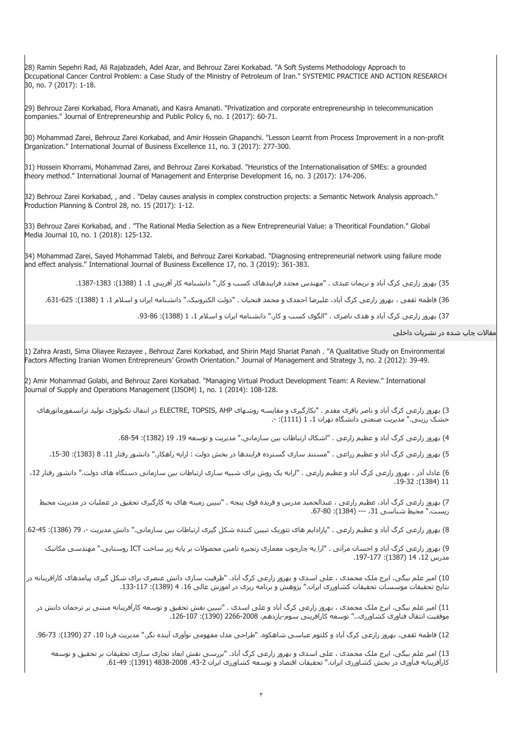28) Ramin Sepehri Rad, Ali Rajabzadeh, Adel Azar, and Behrouz Zarei Korkabad. "A Soft Systems Methodology Approach to Occupational Cancer Control Problem: a Case Study of the Ministry of Petroleum of Iran." SYSTEMIC PRACTICE AND ACTION RESEARCH 30, no. 7 (2017): 1-18.

29) Behrouz Zarei Korkabad, Flora Amanati, and Kasra Amanati. "Privatization and corporate entrepreneurship in telecommunication companies." Journal of Entrepreneurship and Public Policy 6, no. 1 (2017): 60-71.

30) Mohammad Zarei, Behrouz Zarei Korkabad, and Amir Hossein Ghapanchi. "Lesson Learnt from Process Improvement in a non-profit Organization." International Journal of Business Excellence 11, no. 3 (2017): 277-300.

31) Hossein Khorrami, Mohammad Zarei, and Behrouz Zarei Korkabad. "Heuristics of the Internationalisation of SMEs: a grounded theory method." International Journal of Management and Enterprise Development 16, no. 3 (2017): 174-206.

32) Behrouz Zarei Korkabad, , and . "Delay causes analysis in complex construction projects: a Semantic Network Analysis approach." Production Planning & Control 28, no. 15 (2017): 1-12.

33) Behrouz Zarei Korkabad, and . "The Rational Media Selection as a New Entrepreneurial Value: a Theoritical Foundation." Global Media Journal 10, no. 1 (2018): 125-132.

34) Mohammad Zarei, Sayed Mohammad Talebi, and Behrouz Zarei Korkabad. "Diagnosing entrepreneurial network using failure mode and effect analysis." International Journal of Business Excellence 17, no. 3 (2019): 361-383.

35) بهروز زارعی کرگ آباد و نریمان عبدی . "مهندس مجدد فرایندهای کسب و کار." دانشنامه کار آفرینی 1، 1 (1388): 1383-1387.

36) فاطمه ثقفی ، بهروز زارعی کرگ آباد، علیرضا احمدی و محمد فتحیان . "دولت الکترونیک." دانشنامه ایران و اسلام 1، 1 (1388): 625-631.

37) بهروز زارعی کرگ آباد و هدی ناصری . "الگوی کسب و کار." دانشنامه ایران و اسلام 1، 1 (1388): 86-93.

## مقالات چاپ شده در نشریات داخلی

1) Zahra Arasti, Sima Oliayee Rezayee , Behrouz Zarei Korkabad, and Shirin Majd Shariat Panah . "A Qualitative Study on Environmental Factors Affecting Iranian Women Entrepreneurs' Growth Orientation." Journal of Management and Strategy 3, no. 2 (2012): 39-49.

2) Amir Mohammad Golabi, and Behrouz Zarei Korkabad. "Managing Virtual Product Development Team: A Review." International Journal of Supply and Operations Management (IJSOM) 1, no. 1 (2014): 108-128.

3) بهروز زارعی کرگ آباد و ناصر باقری مقدم . "بکارگیری و مقایسه روشهای ELECTRE, TOPSIS, AHP در انتقال تکنولوژی تولید ترانسفورماتورهای خشک رزینی." مدیریت صنعتی دانشگاه تهران 1، 1 (1111): -.

4) بهروز زارعی کرگ آباد و عظیم زارعی . "اشکال ارتباطات بین سازمانی." مدیریت و توسعه 19، 19 (1382): 54-68.

5) بهروز زارعی کرگ آباد و عظیم زراعی . "مستند سازی گسترده فرایندها در بخش دولت : ارایه راهکار." دانشور رفتار 11، 8 (1383): 30-15.

6) عادل آذر ، بهروز زارعی کرگ آباد و عظیم زارعی . "ارایه یک روش برای شبیه سازی ارتباطات بین سازمانی دستگاه های دولت." دانشور رفتار 12، 11 (1384): 19-32.

7) بهروز زارعی کرگ آباد، عظیم زارعی ، عبدالحمید مدرس و فریده قوی پنجه . "تبیین زمینه های به کارگیری تحقیق در عملیات در مدیریت محیط زیست." محیط شناسی 31، --- (1384): 80-67.

8) بهروز زارعی کرگ آباد و عظیم زارعی . "پارادایم های تئوریک تبیین کننده شکل گیری ارتباطات بین سازمانی." دانش مدیریت -، 79 (1386): 45-62.

9) بهروز زارعی کرگ آباد و احسان مرآتی . "ارایه چارچوب معماری زنجیره تامین محصولات بر پایه زیر ساخت ICT روستایی." مهندسی مکانیک مدرس 12، 14 (1387): 177-197.

10) امیر علم بیگی، ایرج ملک محمدی ، علی اسدی و بهروز زارعی کرگ آباد. "ظرفیت سازی دانش عنصری برای شکل گیری پیامدهای کارافرینانه در نتایج تحقیقات موسسات تحقیقات کشاورزی ایران." پژوهش و برنامه ریزی در اموزش عالی 16، 4 (1389): 117-133.

11) امیر علم بیگی، ایرج ملک محمدی ، بهروز زارعی کرگ آباد و علی اسدی . "تبیین نقش تحقیق و توسعه کارآفرینانه مبتنی بر ترجمان دانش در موفقیت انتقال فناوری کشاورزی.." توسعه کارافرینی سوم-یازدهم، 2008-2266 (1390): 107-126.

12) فاطمه ثقفی، بهروز زارعی کرگ آباد و کلثوم عباسی شاهکوه. "طراحی مدل مفهومی نوآوری آینده نگر." مدیریت فردا 10، 27 (1390): 73-96.

13) امیر علم بیگی، ایرج ملک محمدی ، علی اسدی و بهروز زارعی کرگ آباد. "بررسی نقش ابعاد تجاری سازی تحقیقات بر تحقیق و توسعه کارآفرینانه فنآوری در بخش کشاورزی ایران." تحقیقات اقتصاد و توسعه کشاورزی ایران 2-43، 2008-4838 (1391): 49-61.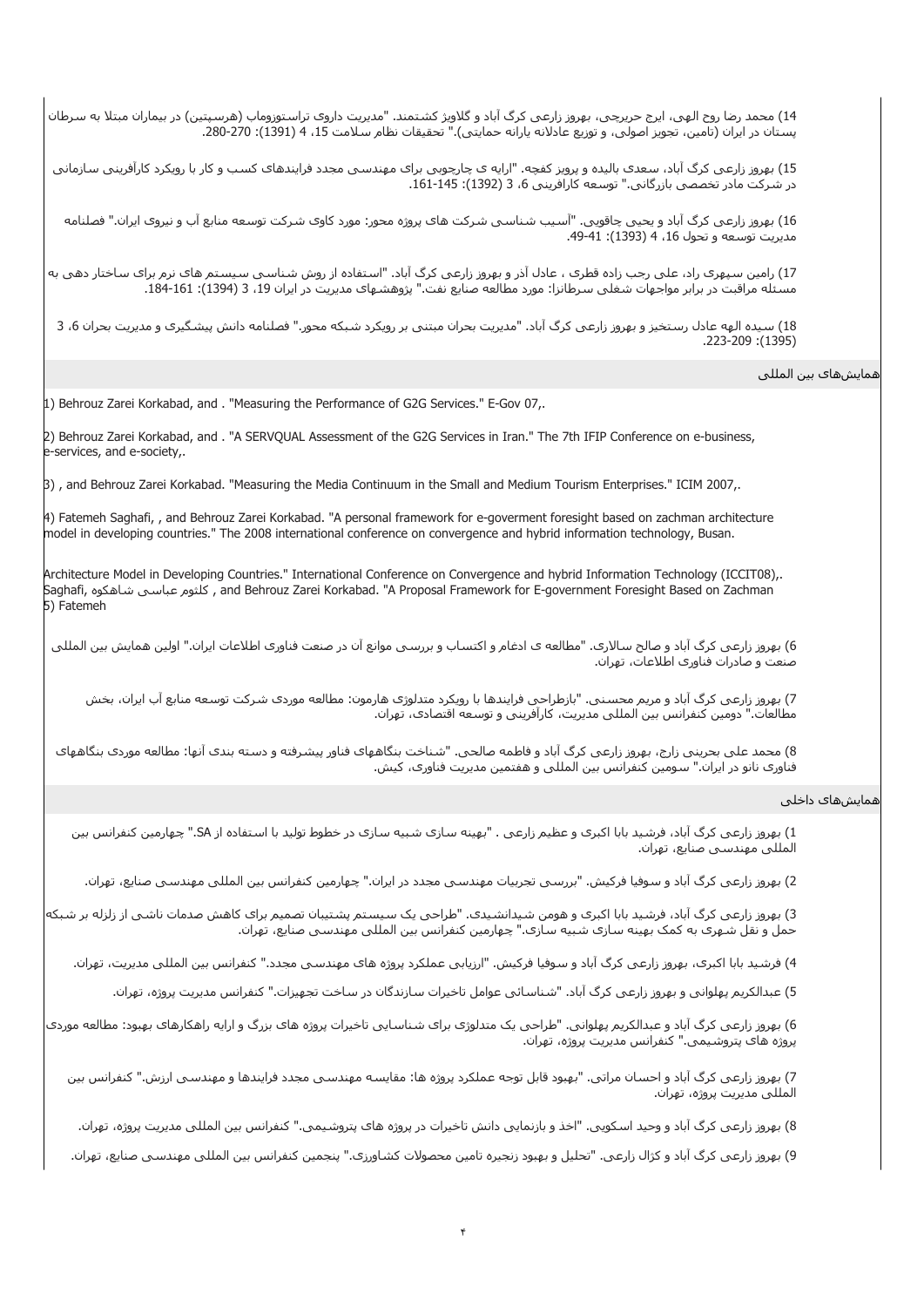14) محمد رضا روح الهی، ایرج حریرچی، بهروز زارعی کرگ آباد و گلاویژ کشتمند. "مدیریت داروی تراستوزوماب (هرسپتین) در بیماران مبتلا به سرطان پستان در ایران (تامین، تجویز اصولی، و توزیع عادلانه یارانه حمایتی)." تحقیقات نظام سلامت 15، 4 (1391): 270-280.

15) بهروز زارعی کرگ آباد، سعدی بالیده و پرویز کفچه. "ارایه ی چارچوبی برای مهندسی مجدد فرایندهای کسب و کار با رویکرد کارآفرینی سازمانی در شرکت مادر تخصصی بازرگانی." توسعه کارافرینی 6، 3 (1392): 145-161.

16) بهروز زارعی کرگ آباد و یحیی چاقویی. "آسیب شناسی شرکت های پروژه محور: مورد کاوی شرکت توسعه منابع آب و نیروی ایران." فصلنامه مدیریت توسعه و تحول 16، 4 (1393): 41-49.

17) رامین سپهری راد، علی رجب زاده قطری ، عادل آذر و بهروز زارعی کرگ آباد. "استفاده از روش شناسی سیستم های نرم برای ساختار دهی به مسئله مراقبت در برابر مواجهات شغلی سرطانزا: مورد مطالعه صنایع نفت." پژوهشهای مدیریت در ایران 19، 3 (1394): 161-184.

18) سیده الهه عادل رستخیز و بهروز زارعی کرگ آباد. "مدیریت بحران مبتنی بر رویکرد شبکه محور." فصلنامه دانش پیشگیری و مدیریت بحران 6، 3 (1395): 209-223.

## همایش‌های بین المللی

1) Behrouz Zarei Korkabad, and . "Measuring the Performance of G2G Services." E-Gov 07,.

2) Behrouz Zarei Korkabad, and . "A SERVQUAL Assessment of the G2G Services in Iran." The 7th IFIP Conference on e-business, e-services, and e-society,.

3) , and Behrouz Zarei Korkabad. "Measuring the Media Continuum in the Small and Medium Tourism Enterprises." ICIM 2007,.

4) Fatemeh Saghafi, , and Behrouz Zarei Korkabad. "A personal framework for e-goverment foresight based on zachman architecture model in developing countries." The 2008 international conference on convergence and hybrid information technology, Busan.

5) Fatemeh Saghafi, کلثوم عباسی شاهکوه , and Behrouz Zarei Korkabad. "A Proposal Framework for E-government Foresight Based on Zachman Architecture Model in Developing Countries." International Conference on Convergence and hybrid Information Technology (ICCIT08),.

6) بهروز زارعی کرگ آباد و صالح سالاری. "مطالعه ی ادغام و اکتساب و بررسی موانع آن در صنعت فناوری اطلاعات ایران." اولین همایش بین المللی صنعت و صادرات فناوری اطلاعات، تهران.

7) بهروز زارعی کرگ آباد و مریم محسنی. "بازطراحی فرایندها با رویکرد متدلوژی هارمون: مطالعه موردی شرکت توسعه منابع آب ایران، بخش مطالعات." دومین کنفرانس بین المللی مدیریت، کارآفرینی و توسعه اقتصادی، تهران.

8) محمد علی بحرینی زارج، بهروز زارعی کرگ آباد و فاطمه صالحی. "شناخت بنگاههای فناور پیشرفته و دسته بندی آنها: مطالعه موردی بنگاههای فناوری نانو در ایران." سومین کنفرانس بین المللی و هفتمین مدیریت فناوری، کیش.

## همایش‌های داخلی

1) بهروز زارعی کرگ آباد، فرشید بابا اکبری و عظیم زارعی . "بهینه سازی شبیه سازی در خطوط تولید با استفاده از SA." چهارمین کنفرانس بین المللی مهندسی صنایع، تهران.

2) بهروز زارعی کرگ آباد و سوفیا فرکیش. "بررسی تجربیات مهندسی مجدد در ایران." چهارمین کنفرانس بین المللی مهندسی صنایع، تهران.

3) بهروز زارعی کرگ آباد، فرشید بابا اکبری و هومن شیدانشیدی. "طراحی یک سیستم پشتیبان تصمیم برای کاهش صدمات ناشی از زلزله بر شبکه حمل و نقل شهری به کمک بهینه سازی شبیه سازی." چهارمین کنفرانس بین المللی مهندسی صنایع، تهران.

4) فرشید بابا اکبری، بهروز زارعی کرگ آباد و سوفیا فرکیش. "ارزیابی عملکرد پروژه های مهندسی مجدد." کنفرانس بین المللی مدیریت، تهران.

5) عبدالکریم پهلوانی و بهروز زارعی کرگ آباد. "شناسائی عوامل تاخیرات سازندگان در ساخت تجهیزات." کنفرانس مدیریت پروژه، تهران.

6) بهروز زارعی کرگ آباد و عبدالکریم پهلوانی. "طراحی یک متدلوژی برای شناسایی تاخیرات پروژه های بزرگ و ارایه راهکارهای بهبود: مطالعه موردی پروژه های پتروشیمی." کنفرانس مدیریت پروژه، تهران.

7) بهروز زارعی کرگ آباد و احسان مراتی. "بهبود قابل توجه عملکرد پروژه ها: مقایسه مهندسی مجدد فرایندها و مهندسی ارزش." کنفرانس بین المللی مدیریت پروژه، تهران.

8) بهروز زارعی کرگ آباد و وحید اسکویی. "اخذ و بازنمایی دانش تاخیرات در پروژه های پتروشیمی." کنفرانس بین المللی مدیریت پروژه، تهران.

9) بهروز زارعی کرگ آباد و کژال زارعی. "تحلیل و بهبود زنجیره تامین محصولات کشاورزی." پنجمین کنفرانس بین المللی مهندسی صنایع، تهران.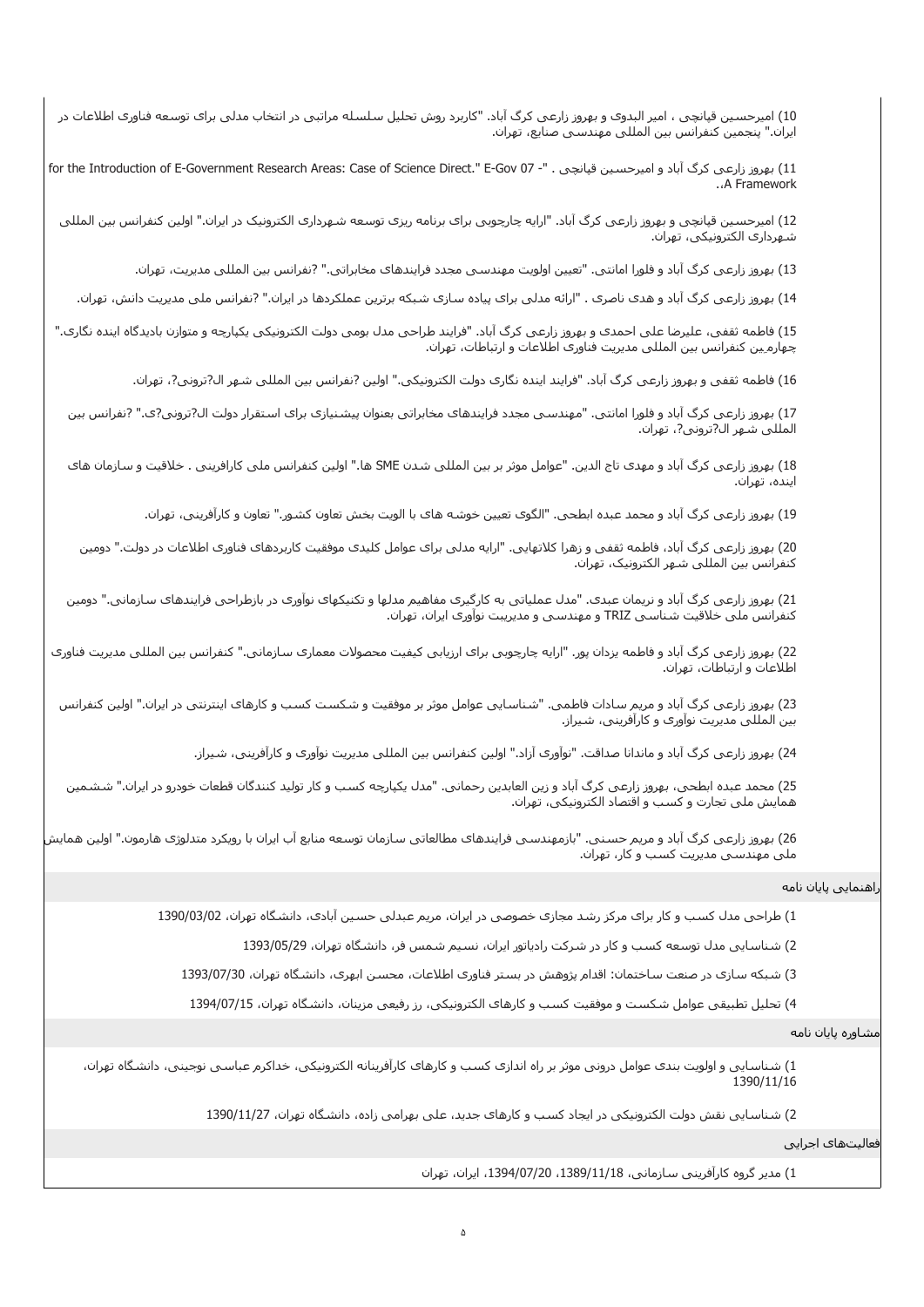10) امیرحسین قیانچی ، امیر البدوی و بهروز زارعی کرگ آباد. "کاربرد روش تحلیل سلسله مراتبی در انتخاب مدلی برای توسعه فناوری اطلاعات در ایران." پنجمین کنفرانس بین المللی مهندسی صنایع، تهران.

11) بهروز زارعی کرگ آباد و امیرحسین قیانچی . "- E-Gov 07 for the Introduction of E-Government Research Areas: Case of Science Direct." A Framework..

12) امیرحسین قیانچی و بهروز زارعی کرگ آباد. "ارایه چارچوبی برای برنامه ریزی توسعه شهرداری الکترونیک در ایران." اولین کنفرانس بین المللی شهرداری الکترونیکی، تهران.

13) بهروز زارعی کرگ آباد و فلورا امانتی. "تعیین اولویت مهندسی مجدد فرایندهای مخابراتی." ?نفرانس بین المللی مدیریت، تهران.

14) بهروز زارعی کرگ آباد و هدی ناصری . "ارائه مدلی برای پیاده سازی شبکه برترین عملکردها در ایران." ?نفرانس ملی مدیریت دانش، تهران.

15) فاطمه ثقفی، علیرضا علی احمدی و بهروز زارعی کرگ آباد. "فرایند طراحی مدل بومی دولت الکترونیکی یکپارچه و متوازن بادیدگاه اینده نگاری." چهارم‍ین کنفرانس بین المللی مدیریت فناوری اطلاعات و ارتباطات، تهران.

16) فاطمه ثقفی و بهروز زارعی کرگ آباد. "فرایند اینده نگاری دولت الکترونیکی." اولین ?نفرانس بین المللی شهر ال?ترونی?، تهران.

17) بهروز زارعی کرگ آباد و فلورا امانتی. "مهندسی مجدد فرایندهای مخابراتی بعنوان پیشنیازی برای استقرار دولت ال?ترونی?ی." ?نفرانس بین المللی شهر ال?ترونی?، تهران.

18) بهروز زارعی کرگ آباد و مهدی تاج الدین. "عوامل موثر بر بین المللی شدن SME ها." اولین کنفرانس ملی کارافرینی . خلاقیت و سازمان های اینده، تهران.

19) بهروز زارعی کرگ آباد و محمد عبده ابطحی. "الگوی تعیین خوشه های با الویت بخش تعاون کشور." تعاون و کارآفرینی، تهران.

20) بهروز زارعی کرگ آباد، فاطمه ثقفی و زهرا کلاتهایی. "ارایه مدلی برای عوامل کلیدی موفقیت کاربردهای فناوری اطلاعات در دولت." دومین کنفرانس بین المللی شهر الکترونیک، تهران.

21) بهروز زارعی کرگ آباد و نریمان عبدی. "مدل عملیاتی به کارگیری مفاهیم مدلها و تکنیکهای نوآوری در بازطراحی فرایندهای سازمانی." دومین کنفرانس ملی خلاقیت شناسی TRIZ و مهندسی و مدیریت نوآوری ایران، تهران.

22) بهروز زارعی کرگ آباد و فاطمه یزدان پور. "ارایه چارچوبی برای ارزیابی کیفیت محصولات معماری سازمانی." کنفرانس بین المللی مدیریت فناوری اطلاعات و ارتباطات، تهران.

23) بهروز زارعی کرگ آباد و مریم سادات فاطمی. "شناسایی عوامل موثر بر موفقیت و شکست کسب و کارهای اینترنتی در ایران." اولین کنفرانس بین المللی مدیریت نوآوری و کارآفرینی، شیراز.

24) بهروز زارعی کرگ آباد و ماندانا صداقت. "نوآوری آزاد." اولین کنفرانس بین المللی مدیریت نوآوری و کارآفرینی، شیراز.

25) محمد عبده ابطحی، بهروز زارعی کرگ آباد و زین العابدین رحمانی. "مدل یکپارچه کسب و کار تولید کنندگان قطعات خودرو در ایران." ششمین همایش ملی تجارت و کسب و اقتصاد الکترونیکی، تهران.

26) بهروز زارعی کرگ آباد و مریم حسنی. "بازمهندسی فرایندهای مطالعاتی سازمان توسعه منابع آب ایران با رویکرد متدلوژی هارمون." اولین همایش ملی مهندسی مدیریت کسب و کار، تهران.

## راهنمایی پایان نامه

1) طراحی مدل کسب و کار برای مرکز رشد مجازی خصوصی در ایران، مریم عبدلی حسین آبادی، دانشگاه تهران، 1390/03/02

2) شناسایی مدل توسعه کسب و کار در شرکت رادیاتور ایران، نسیم شمس فر، دانشگاه تهران، 1393/05/29

3) شبکه سازی در صنعت ساختمان: اقدام پژوهش در بستر فناوری اطلاعات، محسن ابهری، دانشگاه تهران، 1393/07/30

4) تحلیل تطبیقی عوامل شکست و موفقیت کسب و کارهای الکترونیکی، رز رفیعی مزینان، دانشگاه تهران، 1394/07/15

## مشاوره پایان نامه

1) شناسایی و اولویت بندی عوامل درونی موثر بر راه اندازی کسب و کارهای کارآفرینانه الکترونیکی، خداکرم عباسی نوجینی، دانشگاه تهران، 1390/11/16

2) شناسایی نقش دولت الکترونیکی در ایجاد کسب و کارهای جدید، علی بهرامی زاده، دانشگاه تهران، 1390/11/27

## فعالیت‌های اجرایی

1) مدیر گروه کارآفرینی سازمانی، 1389/11/18، 1394/07/20، ایران، تهران